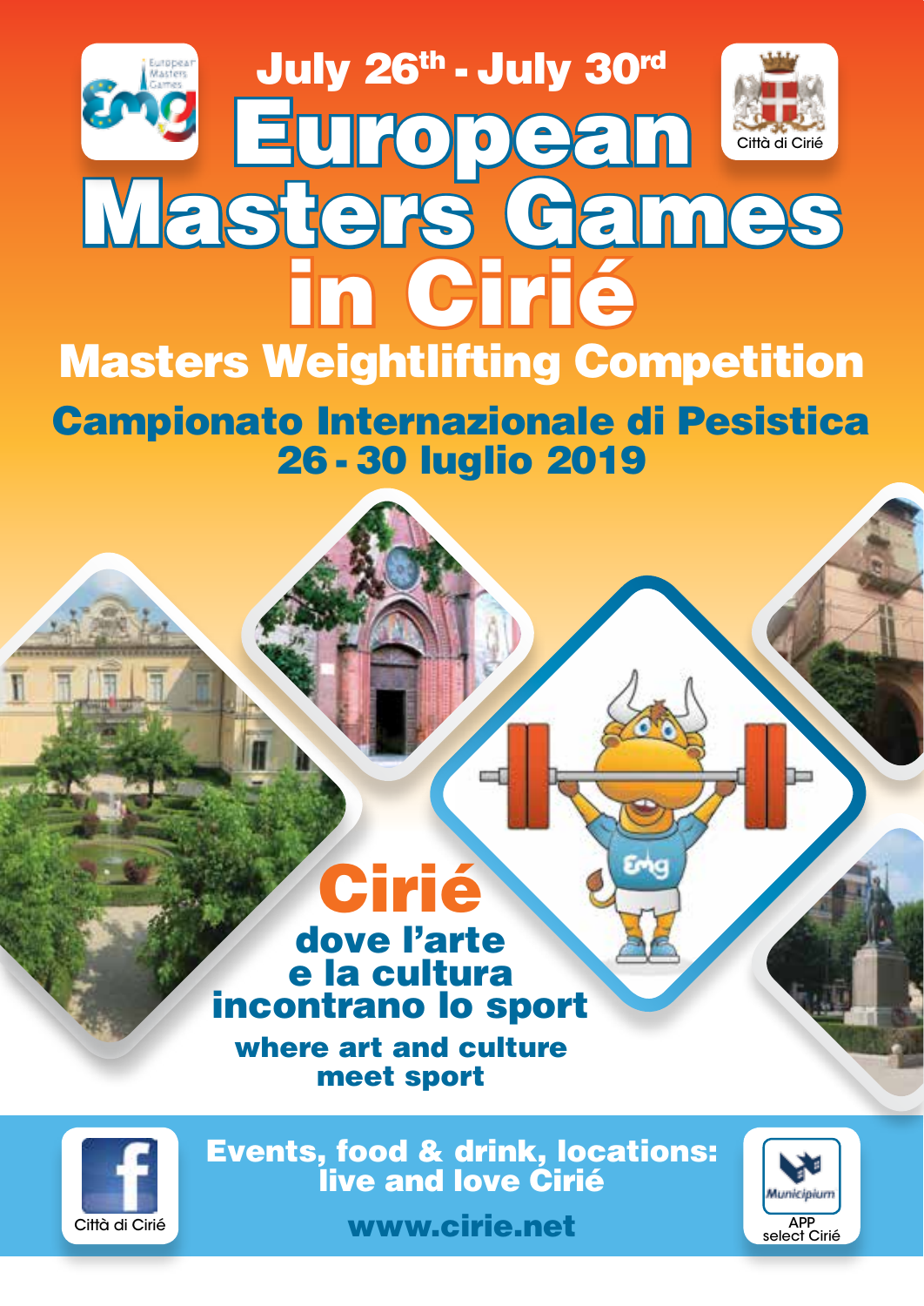July 26th - July 30rd

# European Masters Games in Ciriè

## Masters Weightlifting Competition

## Campionato Internazionale di Pesistica
## 26 - 30 luglio 2019

Città di Ciriè

# Ciriè

**dove l'arte e la cultura incontrano lo sport**

**where art and culture meet sport**

**Events, food & drink, locations: live and love Ciriè**

**www.cirie.net**

Città di Ciriè

APP select Ciriè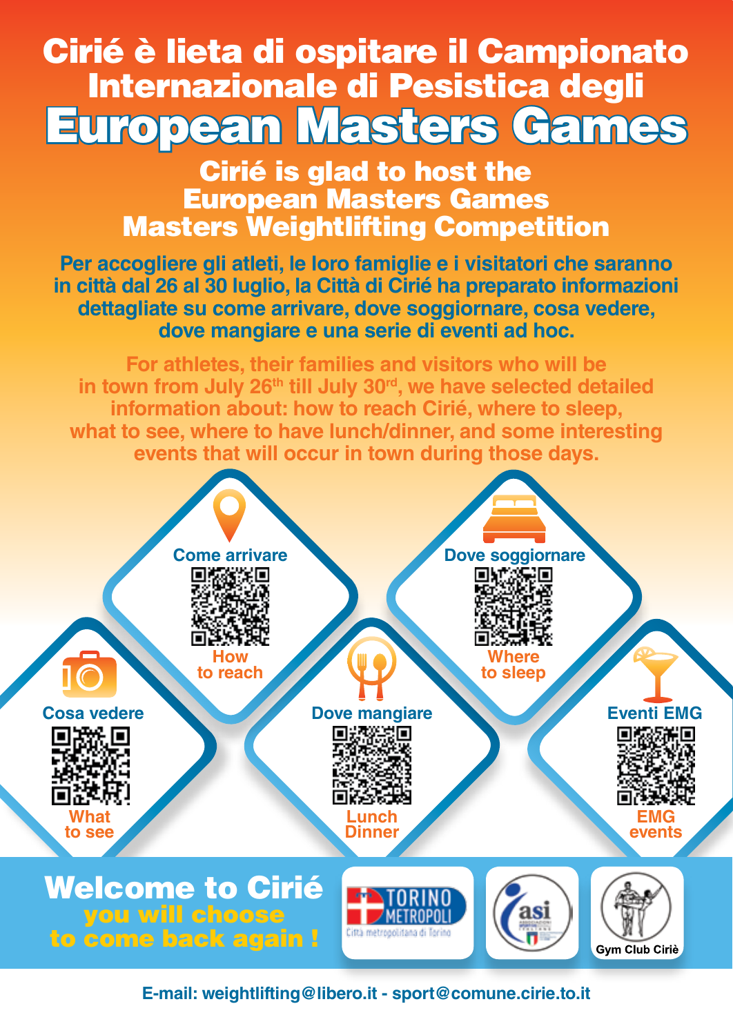# Cirié è lieta di ospitare il Campionato Internazionale di Pesistica degli European Masters Games

## Cirié is glad to host the European Masters Games Masters Weightlifting Competition

**Per accogliere gli atleti, le loro famiglie e i visitatori che saranno in città dal 26 al 30 luglio, la Città di Cirié ha preparato informazioni dettagliate su come arrivare, dove soggiornare, cosa vedere, dove mangiare e una serie di eventi ad hoc.**

**For athletes, their families and visitors who will be in town from July 26th till July 30rd, we have selected detailed information about: how to reach Cirié, where to sleep, what to see, where to have lunch/dinner, and some interesting events that will occur in town during those days.**

- **Come arrivare** – How to reach
- **Dove soggiornare** – Where to sleep
- **Cosa vedere** – What to see
- **Dove mangiare** – Lunch Dinner
- **Eventi EMG** – EMG events

## Welcome to Cirié

**you will choose to come back again !**

TORINO METROPOLI – Città metropolitana di Torino

asi

Gym Club Ciriè

**E-mail: weightlifting@libero.it - sport@comune.cirie.to.it**